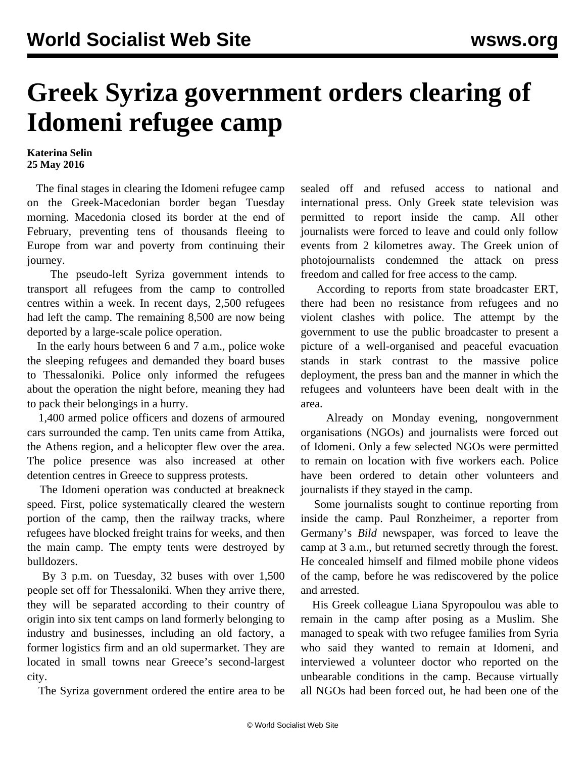# Greek Syriza government orders clearing of Idomeni refugee camp

**Katerina Selin**
**25 May 2016**

The final stages in clearing the Idomeni refugee camp on the Greek-Macedonian border began Tuesday morning. Macedonia closed its border at the end of February, preventing tens of thousands fleeing to Europe from war and poverty from continuing their journey.

The pseudo-left Syriza government intends to transport all refugees from the camp to controlled centres within a week. In recent days, 2,500 refugees had left the camp. The remaining 8,500 are now being deported by a large-scale police operation.

In the early hours between 6 and 7 a.m., police woke the sleeping refugees and demanded they board buses to Thessaloniki. Police only informed the refugees about the operation the night before, meaning they had to pack their belongings in a hurry.

1,400 armed police officers and dozens of armoured cars surrounded the camp. Ten units came from Attika, the Athens region, and a helicopter flew over the area. The police presence was also increased at other detention centres in Greece to suppress protests.

The Idomeni operation was conducted at breakneck speed. First, police systematically cleared the western portion of the camp, then the railway tracks, where refugees have blocked freight trains for weeks, and then the main camp. The empty tents were destroyed by bulldozers.

By 3 p.m. on Tuesday, 32 buses with over 1,500 people set off for Thessaloniki. When they arrive there, they will be separated according to their country of origin into six tent camps on land formerly belonging to industry and businesses, including an old factory, a former logistics firm and an old supermarket. They are located in small towns near Greece's second-largest city.

The Syriza government ordered the entire area to be sealed off and refused access to national and international press. Only Greek state television was permitted to report inside the camp. All other journalists were forced to leave and could only follow events from 2 kilometres away. The Greek union of photojournalists condemned the attack on press freedom and called for free access to the camp.

According to reports from state broadcaster ERT, there had been no resistance from refugees and no violent clashes with police. The attempt by the government to use the public broadcaster to present a picture of a well-organised and peaceful evacuation stands in stark contrast to the massive police deployment, the press ban and the manner in which the refugees and volunteers have been dealt with in the area.

Already on Monday evening, nongovernment organisations (NGOs) and journalists were forced out of Idomeni. Only a few selected NGOs were permitted to remain on location with five workers each. Police have been ordered to detain other volunteers and journalists if they stayed in the camp.

Some journalists sought to continue reporting from inside the camp. Paul Ronzheimer, a reporter from Germany's *Bild* newspaper, was forced to leave the camp at 3 a.m., but returned secretly through the forest. He concealed himself and filmed mobile phone videos of the camp, before he was rediscovered by the police and arrested.

His Greek colleague Liana Spyropoulou was able to remain in the camp after posing as a Muslim. She managed to speak with two refugee families from Syria who said they wanted to remain at Idomeni, and interviewed a volunteer doctor who reported on the unbearable conditions in the camp. Because virtually all NGOs had been forced out, he had been one of the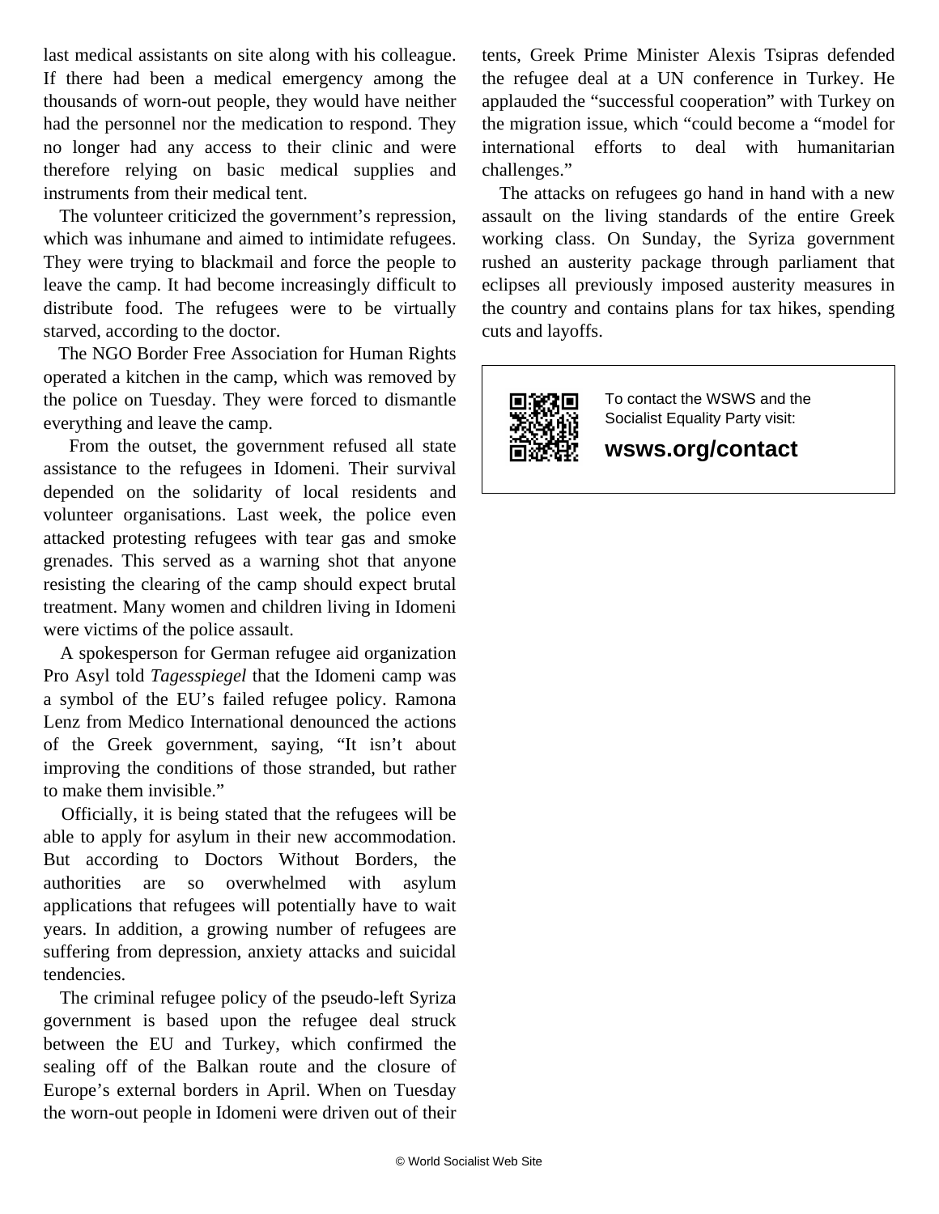last medical assistants on site along with his colleague. If there had been a medical emergency among the thousands of worn-out people, they would have neither had the personnel nor the medication to respond. They no longer had any access to their clinic and were therefore relying on basic medical supplies and instruments from their medical tent.

The volunteer criticized the government's repression, which was inhumane and aimed to intimidate refugees. They were trying to blackmail and force the people to leave the camp. It had become increasingly difficult to distribute food. The refugees were to be virtually starved, according to the doctor.

The NGO Border Free Association for Human Rights operated a kitchen in the camp, which was removed by the police on Tuesday. They were forced to dismantle everything and leave the camp.

From the outset, the government refused all state assistance to the refugees in Idomeni. Their survival depended on the solidarity of local residents and volunteer organisations. Last week, the police even attacked protesting refugees with tear gas and smoke grenades. This served as a warning shot that anyone resisting the clearing of the camp should expect brutal treatment. Many women and children living in Idomeni were victims of the police assault.

A spokesperson for German refugee aid organization Pro Asyl told *Tagesspiegel* that the Idomeni camp was a symbol of the EU's failed refugee policy. Ramona Lenz from Medico International denounced the actions of the Greek government, saying, "It isn't about improving the conditions of those stranded, but rather to make them invisible."

Officially, it is being stated that the refugees will be able to apply for asylum in their new accommodation. But according to Doctors Without Borders, the authorities are so overwhelmed with asylum applications that refugees will potentially have to wait years. In addition, a growing number of refugees are suffering from depression, anxiety attacks and suicidal tendencies.

The criminal refugee policy of the pseudo-left Syriza government is based upon the refugee deal struck between the EU and Turkey, which confirmed the sealing off of the Balkan route and the closure of Europe's external borders in April. When on Tuesday the worn-out people in Idomeni were driven out of their tents, Greek Prime Minister Alexis Tsipras defended the refugee deal at a UN conference in Turkey. He applauded the "successful cooperation" with Turkey on the migration issue, which "could become a "model for international efforts to deal with humanitarian challenges."

The attacks on refugees go hand in hand with a new assault on the living standards of the entire Greek working class. On Sunday, the Syriza government rushed an austerity package through parliament that eclipses all previously imposed austerity measures in the country and contains plans for tax hikes, spending cuts and layoffs.

To contact the WSWS and the Socialist Equality Party visit:

**wsws.org/contact**